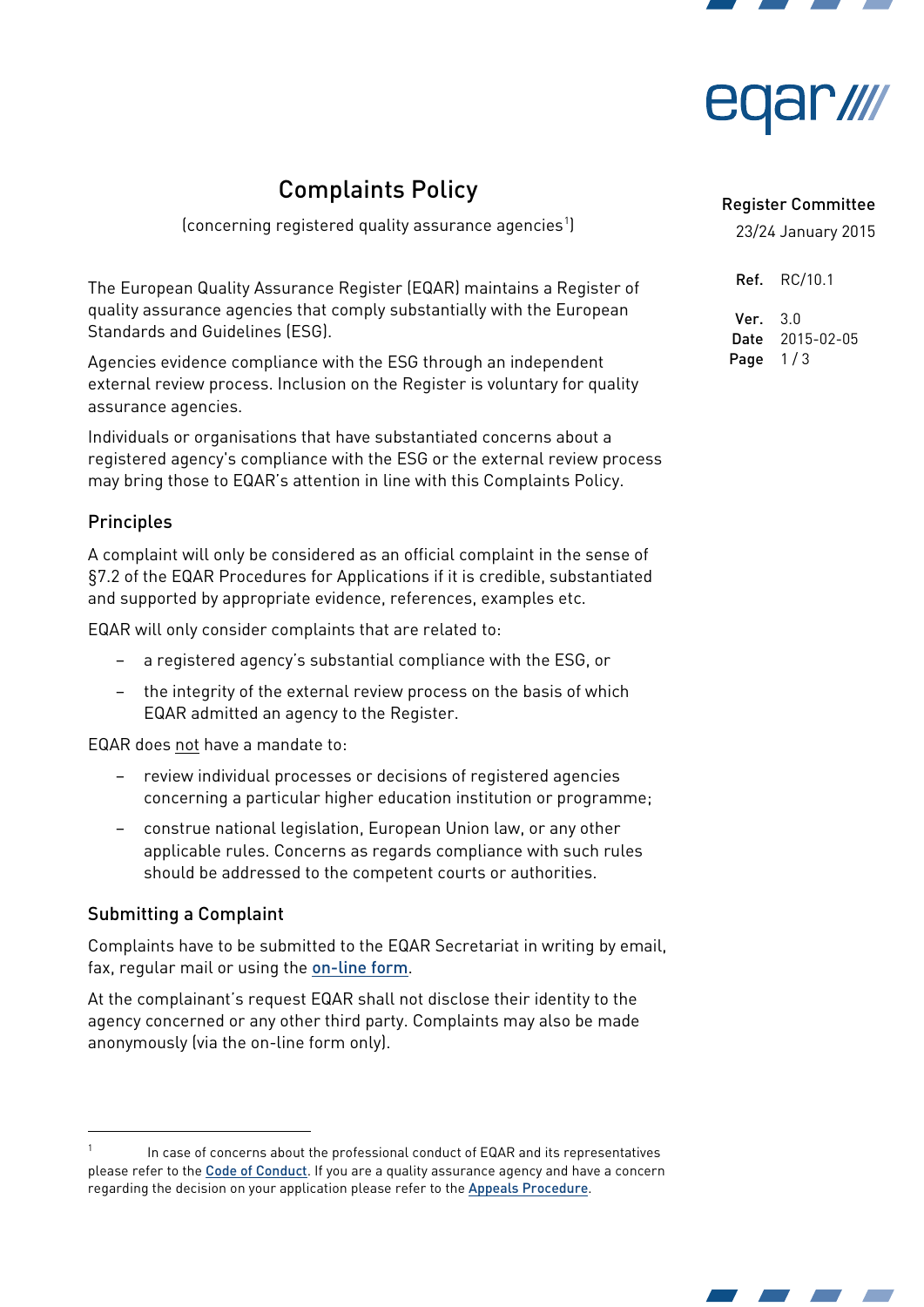# Complaints Policy

(concerning registered quality assurance agencies[1])

Register Committee
23/24 January 2015

**Ref.** RC/10.1

**Ver.** 3.0
**Date** 2015-02-05

The European Quality Assurance Register (EQAR) maintains a Register of quality assurance agencies that comply substantially with the European Standards and Guidelines (ESG).

Agencies evidence compliance with the ESG through an independent external review process. Inclusion on the Register is voluntary for quality assurance agencies.

Individuals or organisations that have substantiated concerns about a registered agency's compliance with the ESG or the external review process may bring those to EQAR's attention in line with this Complaints Policy.

## Principles

A complaint will only be considered as an official complaint in the sense of §7.2 of the EQAR Procedures for Applications if it is credible, substantiated and supported by appropriate evidence, references, examples etc.

EQAR will only consider complaints that are related to:

- a registered agency's substantial compliance with the ESG, or
- the integrity of the external review process on the basis of which EQAR admitted an agency to the Register.

EQAR does not have a mandate to:

- review individual processes or decisions of registered agencies concerning a particular higher education institution or programme;
- construe national legislation, European Union law, or any other applicable rules. Concerns as regards compliance with such rules should be addressed to the competent courts or authorities.

## Submitting a Complaint

Complaints have to be submitted to the EQAR Secretariat in writing by email, fax, regular mail or using the on-line form.

At the complainant's request EQAR shall not disclose their identity to the agency concerned or any other third party. Complaints may also be made anonymously (via the on-line form only).

---

[1] In case of concerns about the professional conduct of EQAR and its representatives please refer to the Code of Conduct. If you are a quality assurance agency and have a concern regarding the decision on your application please refer to the Appeals Procedure.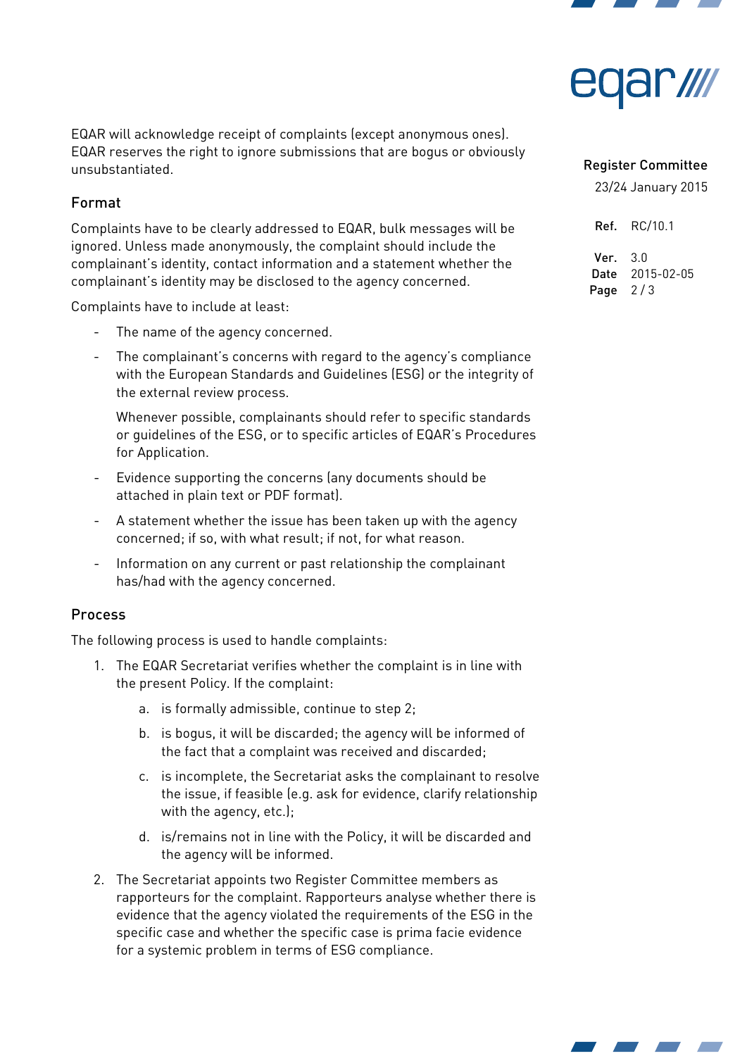EQAR will acknowledge receipt of complaints (except anonymous ones). EQAR reserves the right to ignore submissions that are bogus or obviously unsubstantiated.

## Format

Complaints have to be clearly addressed to EQAR, bulk messages will be ignored. Unless made anonymously, the complaint should include the complainant's identity, contact information and a statement whether the complainant's identity may be disclosed to the agency concerned.

Complaints have to include at least:

- The name of the agency concerned.
- The complainant's concerns with regard to the agency's compliance with the European Standards and Guidelines (ESG) or the integrity of the external review process.

  Whenever possible, complainants should refer to specific standards or guidelines of the ESG, or to specific articles of EQAR's Procedures for Application.
- Evidence supporting the concerns (any documents should be attached in plain text or PDF format).
- A statement whether the issue has been taken up with the agency concerned; if so, with what result; if not, for what reason.
- Information on any current or past relationship the complainant has/had with the agency concerned.

## Process

The following process is used to handle complaints:

1. The EQAR Secretariat verifies whether the complaint is in line with the present Policy. If the complaint:
   a. is formally admissible, continue to step 2;
   b. is bogus, it will be discarded; the agency will be informed of the fact that a complaint was received and discarded;
   c. is incomplete, the Secretariat asks the complainant to resolve the issue, if feasible (e.g. ask for evidence, clarify relationship with the agency, etc.);
   d. is/remains not in line with the Policy, it will be discarded and the agency will be informed.
2. The Secretariat appoints two Register Committee members as rapporteurs for the complaint. Rapporteurs analyse whether there is evidence that the agency violated the requirements of the ESG in the specific case and whether the specific case is prima facie evidence for a systemic problem in terms of ESG compliance.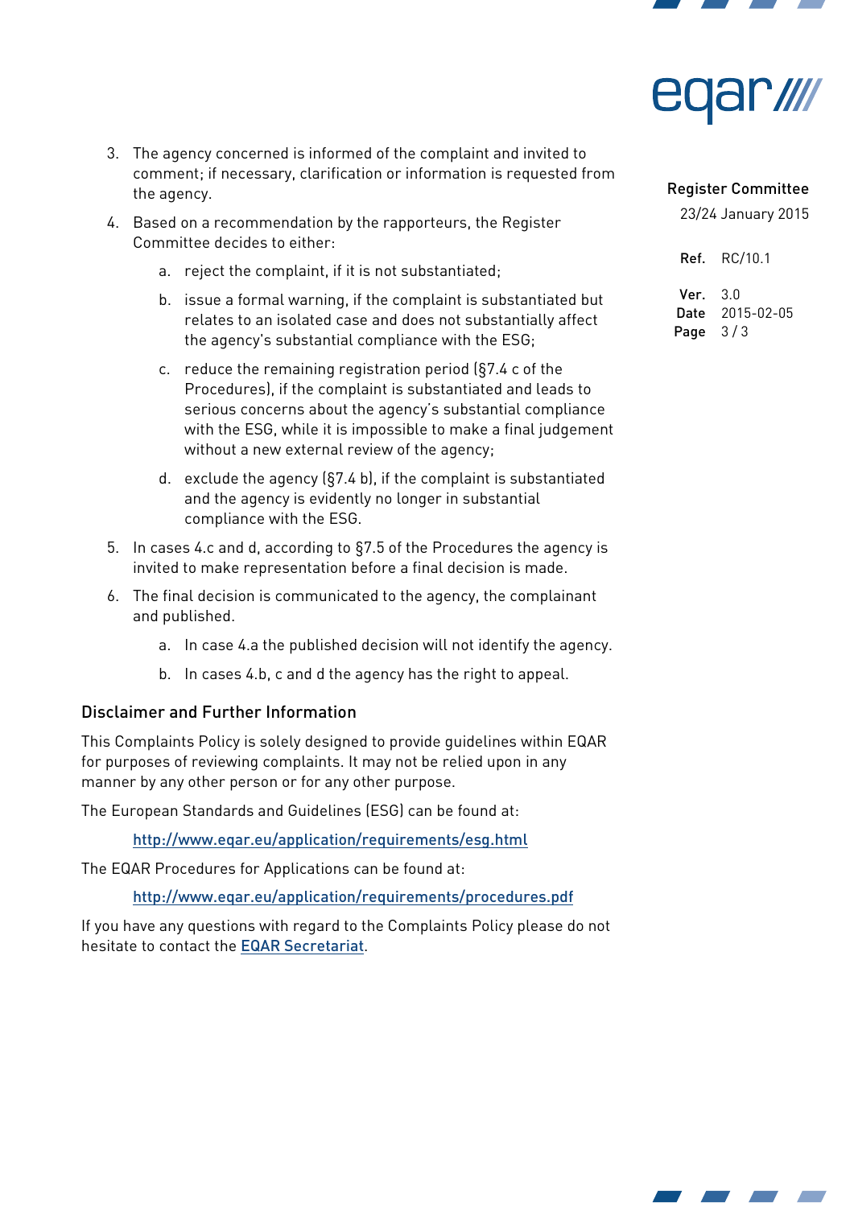3. The agency concerned is informed of the complaint and invited to comment; if necessary, clarification or information is requested from the agency.
4. Based on a recommendation by the rapporteurs, the Register Committee decides to either:
   a. reject the complaint, if it is not substantiated;
   b. issue a formal warning, if the complaint is substantiated but relates to an isolated case and does not substantially affect the agency's substantial compliance with the ESG;
   c. reduce the remaining registration period (§7.4 c of the Procedures), if the complaint is substantiated and leads to serious concerns about the agency's substantial compliance with the ESG, while it is impossible to make a final judgement without a new external review of the agency;
   d. exclude the agency (§7.4 b), if the complaint is substantiated and the agency is evidently no longer in substantial compliance with the ESG.
5. In cases 4.c and d, according to §7.5 of the Procedures the agency is invited to make representation before a final decision is made.
6. The final decision is communicated to the agency, the complainant and published.
   a. In case 4.a the published decision will not identify the agency.
   b. In cases 4.b, c and d the agency has the right to appeal.

## Disclaimer and Further Information

This Complaints Policy is solely designed to provide guidelines within EQAR for purposes of reviewing complaints. It may not be relied upon in any manner by any other person or for any other purpose.

The European Standards and Guidelines (ESG) can be found at:

http://www.eqar.eu/application/requirements/esg.html

The EQAR Procedures for Applications can be found at:

http://www.eqar.eu/application/requirements/procedures.pdf

If you have any questions with regard to the Complaints Policy please do not hesitate to contact the EQAR Secretariat.